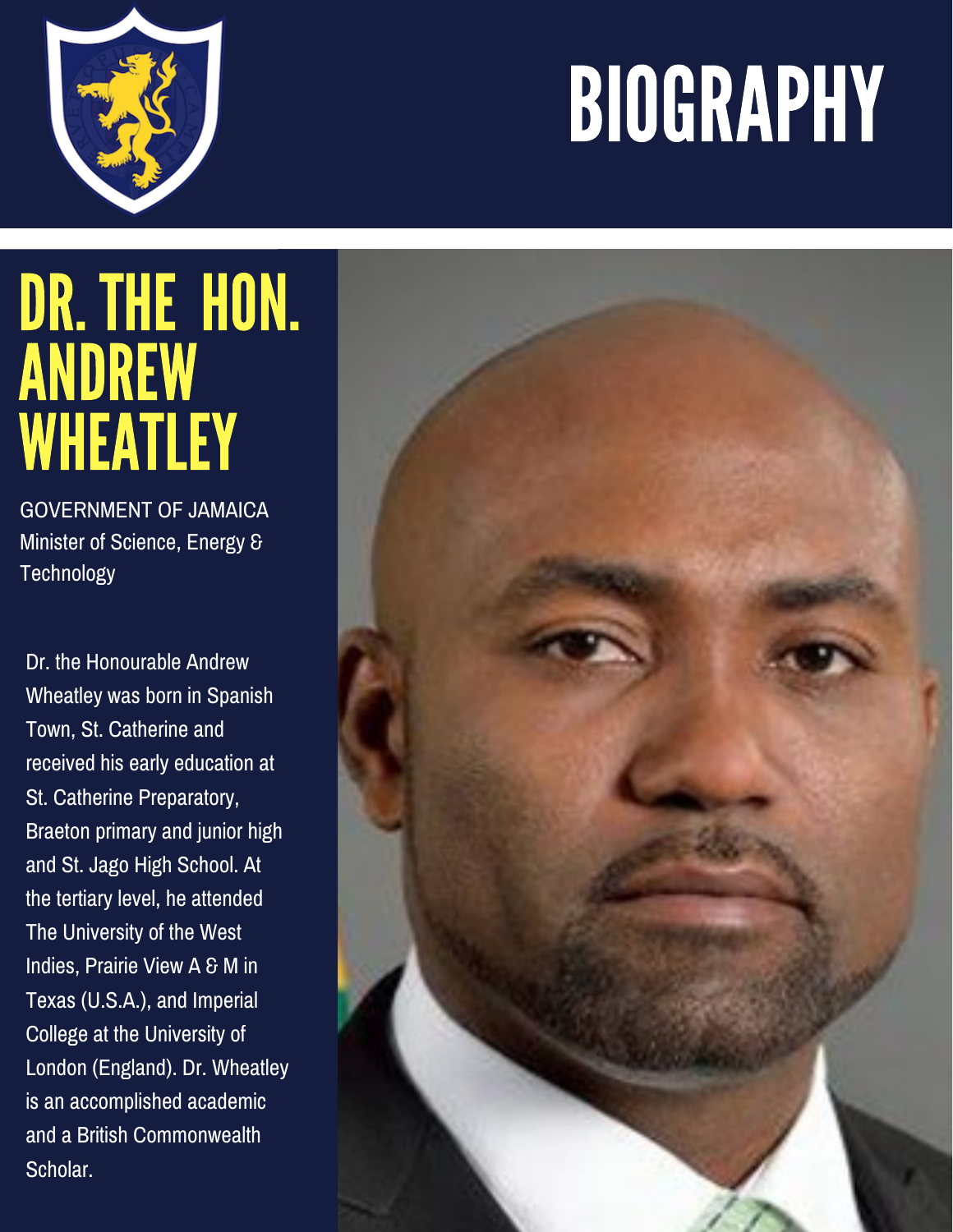# BIOGRAPHY

## DR. THE HON. ANDREW WHEATLEY

GOVERNMENT OF JAMAICA
Minister of Science, Energy & Technology

Dr. the Honourable Andrew Wheatley was born in Spanish Town, St. Catherine and received his early education at St. Catherine Preparatory, Braeton primary and junior high and St. Jago High School. At the tertiary level, he attended The University of the West Indies, Prairie View A & M in Texas (U.S.A.), and Imperial College at the University of London (England). Dr. Wheatley is an accomplished academic and a British Commonwealth Scholar.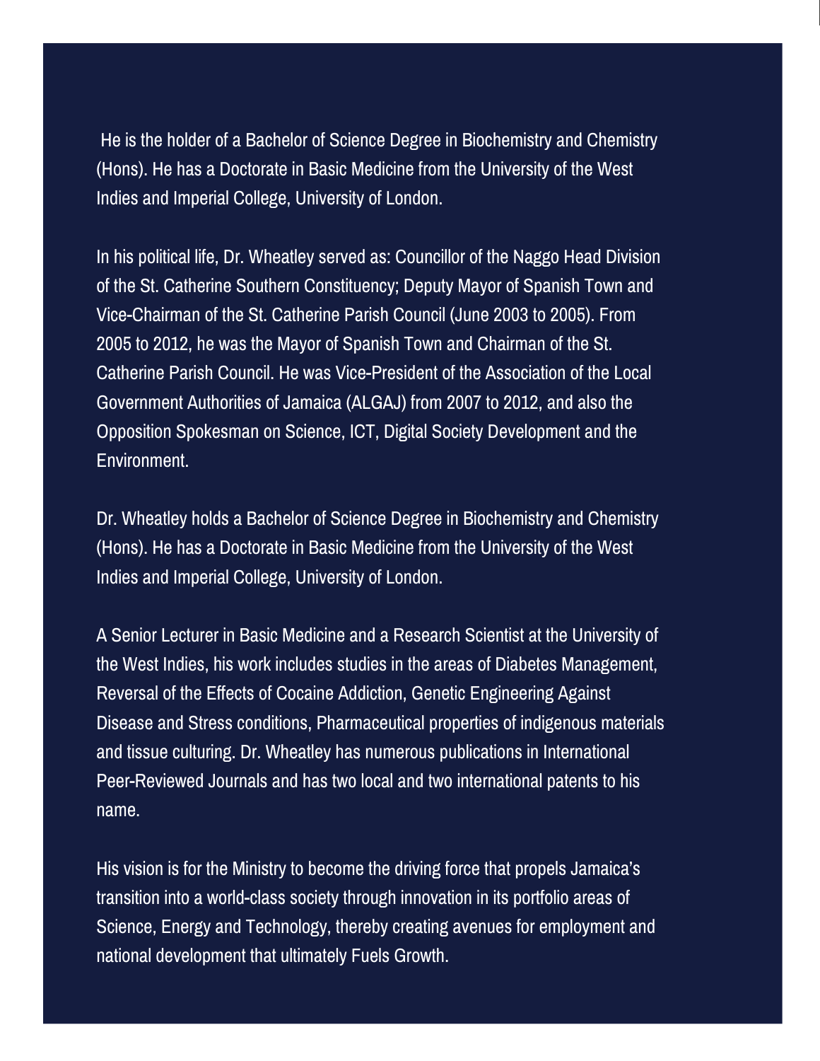He is the holder of a Bachelor of Science Degree in Biochemistry and Chemistry (Hons). He has a Doctorate in Basic Medicine from the University of the West Indies and Imperial College, University of London.

In his political life, Dr. Wheatley served as: Councillor of the Naggo Head Division of the St. Catherine Southern Constituency; Deputy Mayor of Spanish Town and Vice-Chairman of the St. Catherine Parish Council (June 2003 to 2005). From 2005 to 2012, he was the Mayor of Spanish Town and Chairman of the St. Catherine Parish Council. He was Vice-President of the Association of the Local Government Authorities of Jamaica (ALGAJ) from 2007 to 2012, and also the Opposition Spokesman on Science, ICT, Digital Society Development and the Environment.

Dr. Wheatley holds a Bachelor of Science Degree in Biochemistry and Chemistry (Hons). He has a Doctorate in Basic Medicine from the University of the West Indies and Imperial College, University of London.

A Senior Lecturer in Basic Medicine and a Research Scientist at the University of the West Indies, his work includes studies in the areas of Diabetes Management, Reversal of the Effects of Cocaine Addiction, Genetic Engineering Against Disease and Stress conditions, Pharmaceutical properties of indigenous materials and tissue culturing. Dr. Wheatley has numerous publications in International Peer-Reviewed Journals and has two local and two international patents to his name.

His vision is for the Ministry to become the driving force that propels Jamaica's transition into a world-class society through innovation in its portfolio areas of Science, Energy and Technology, thereby creating avenues for employment and national development that ultimately Fuels Growth.